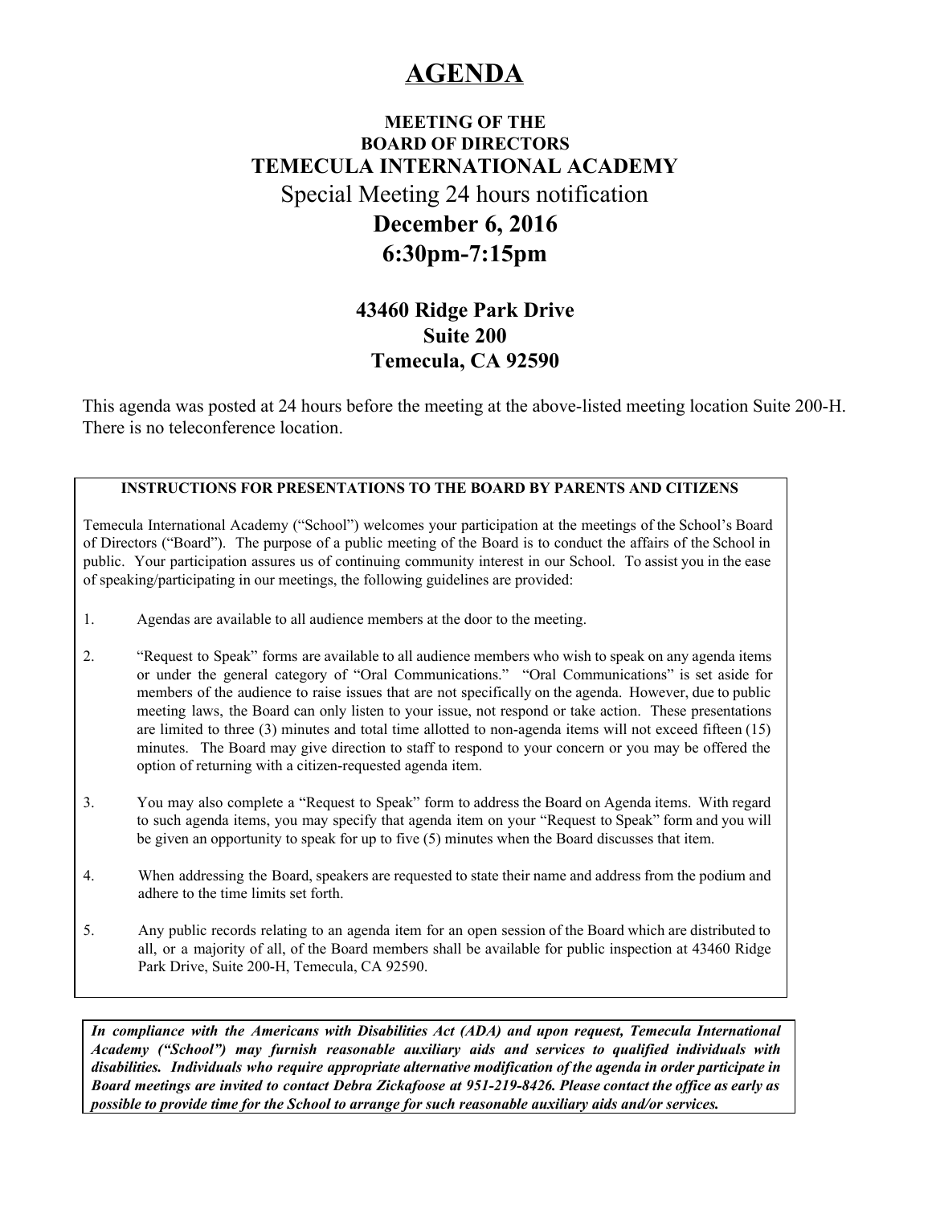# AGENDA

**MEETING OF THE**
**BOARD OF DIRECTORS**
**TEMECULA INTERNATIONAL ACADEMY**

Special Meeting 24 hours notification

**December 6, 2016**
**6:30pm-7:15pm**

**43460 Ridge Park Drive**
**Suite 200**
**Temecula, CA 92590**

This agenda was posted at 24 hours before the meeting at the above-listed meeting location Suite 200-H. There is no teleconference location.

**INSTRUCTIONS FOR PRESENTATIONS TO THE BOARD BY PARENTS AND CITIZENS**

Temecula International Academy ("School") welcomes your participation at the meetings of the School's Board of Directors ("Board"). The purpose of a public meeting of the Board is to conduct the affairs of the School in public. Your participation assures us of continuing community interest in our School. To assist you in the ease of speaking/participating in our meetings, the following guidelines are provided:

1. Agendas are available to all audience members at the door to the meeting.

2. "Request to Speak" forms are available to all audience members who wish to speak on any agenda items or under the general category of "Oral Communications." "Oral Communications" is set aside for members of the audience to raise issues that are not specifically on the agenda. However, due to public meeting laws, the Board can only listen to your issue, not respond or take action. These presentations are limited to three (3) minutes and total time allotted to non-agenda items will not exceed fifteen (15) minutes. The Board may give direction to staff to respond to your concern or you may be offered the option of returning with a citizen-requested agenda item.

3. You may also complete a "Request to Speak" form to address the Board on Agenda items. With regard to such agenda items, you may specify that agenda item on your "Request to Speak" form and you will be given an opportunity to speak for up to five (5) minutes when the Board discusses that item.

4. When addressing the Board, speakers are requested to state their name and address from the podium and adhere to the time limits set forth.

5. Any public records relating to an agenda item for an open session of the Board which are distributed to all, or a majority of all, of the Board members shall be available for public inspection at 43460 Ridge Park Drive, Suite 200-H, Temecula, CA 92590.

***In compliance with the Americans with Disabilities Act (ADA) and upon request, Temecula International Academy ("School") may furnish reasonable auxiliary aids and services to qualified individuals with disabilities. Individuals who require appropriate alternative modification of the agenda in order participate in Board meetings are invited to contact Debra Zickafoose at 951-219-8426. Please contact the office as early as possible to provide time for the School to arrange for such reasonable auxiliary aids and/or services.***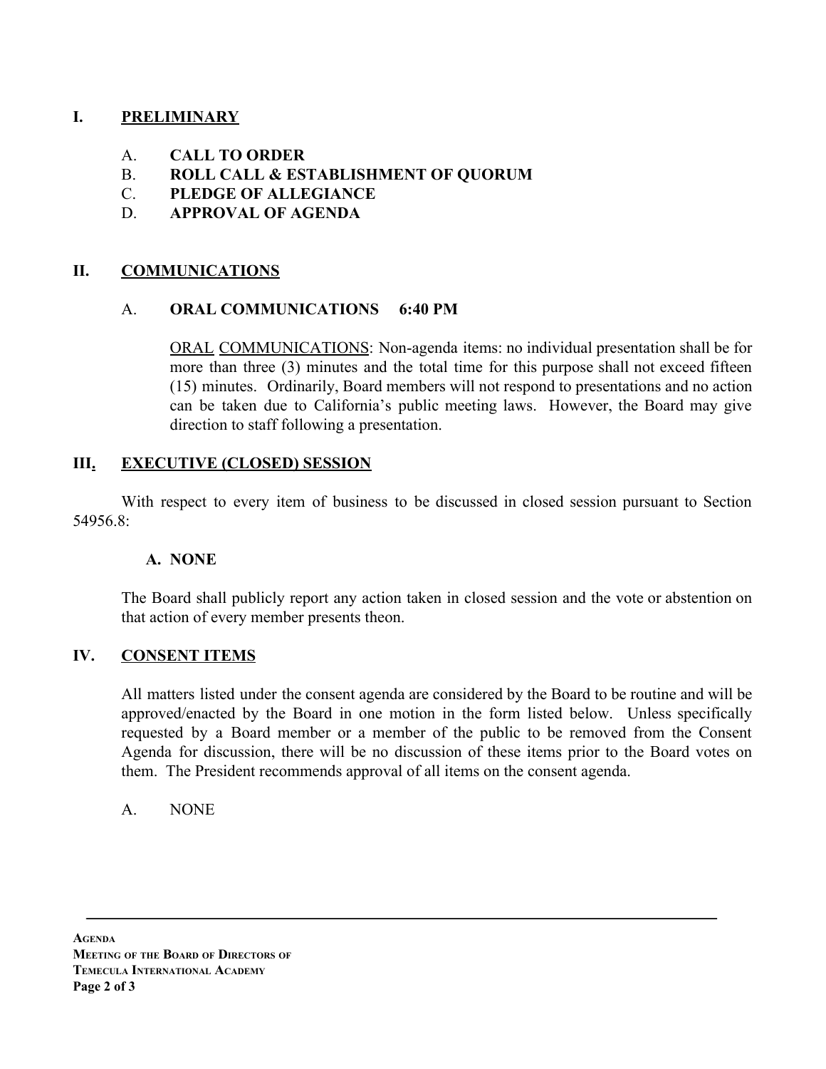## I. PRELIMINARY

A. **CALL TO ORDER**
B. **ROLL CALL & ESTABLISHMENT OF QUORUM**
C. **PLEDGE OF ALLEGIANCE**
D. **APPROVAL OF AGENDA**

## II. COMMUNICATIONS

### A. ORAL COMMUNICATIONS 6:40 PM

ORAL COMMUNICATIONS: Non-agenda items: no individual presentation shall be for more than three (3) minutes and the total time for this purpose shall not exceed fifteen (15) minutes. Ordinarily, Board members will not respond to presentations and no action can be taken due to California's public meeting laws. However, the Board may give direction to staff following a presentation.

## III. EXECUTIVE (CLOSED) SESSION

With respect to every item of business to be discussed in closed session pursuant to Section 54956.8:

**A. NONE**

The Board shall publicly report any action taken in closed session and the vote or abstention on that action of every member presents theon.

## IV. CONSENT ITEMS

All matters listed under the consent agenda are considered by the Board to be routine and will be approved/enacted by the Board in one motion in the form listed below. Unless specifically requested by a Board member or a member of the public to be removed from the Consent Agenda for discussion, there will be no discussion of these items prior to the Board votes on them. The President recommends approval of all items on the consent agenda.

A. NONE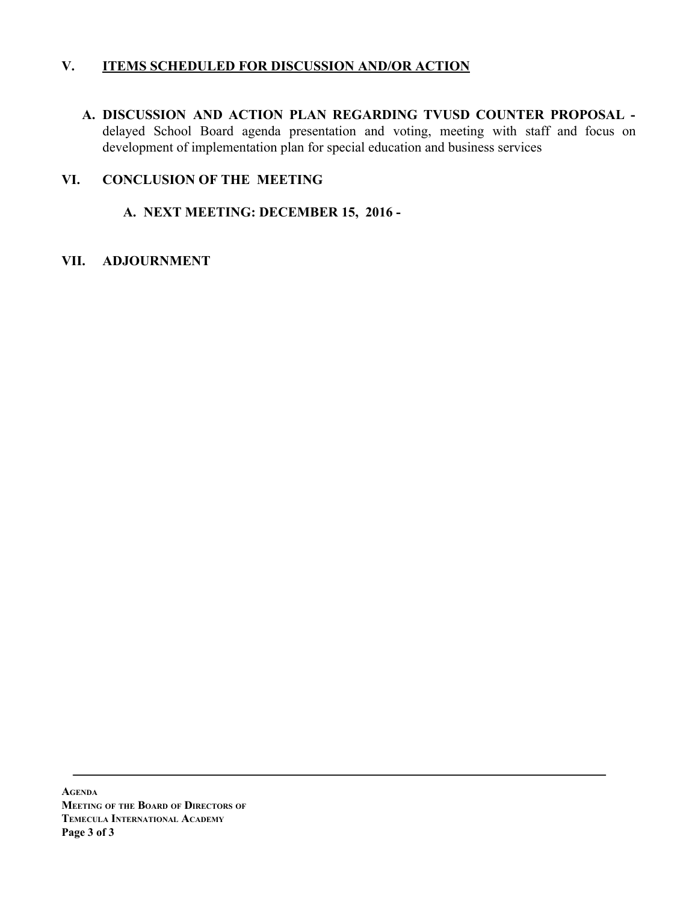## V. ITEMS SCHEDULED FOR DISCUSSION AND/OR ACTION

**A. DISCUSSION AND ACTION PLAN REGARDING TVUSD COUNTER PROPOSAL -** delayed School Board agenda presentation and voting, meeting with staff and focus on development of implementation plan for special education and business services

## VI. CONCLUSION OF THE MEETING

**A. NEXT MEETING: DECEMBER 15, 2016 -**

## VII. ADJOURNMENT